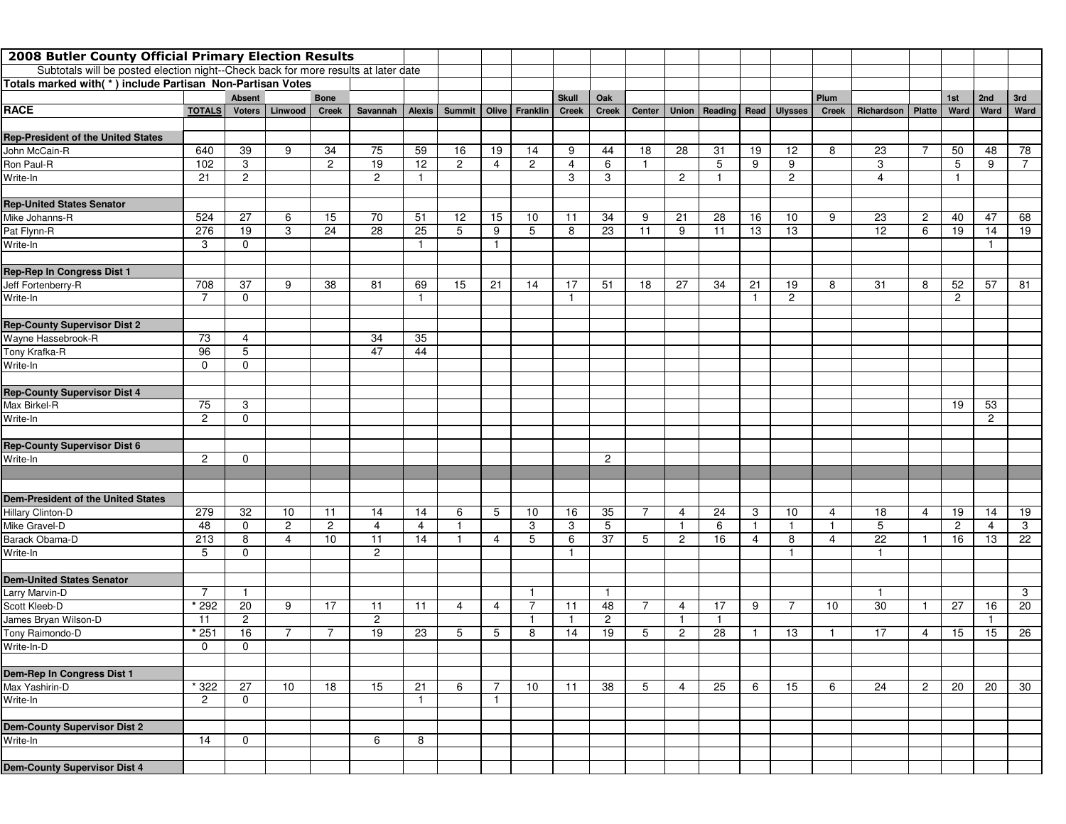**2008 Butler County Official Primary Election Results**

Subtotals will be posted election night--Check back for more results at later date

**Totals marked with( * ) include Partisan Non-Partisan Votes**

| RACE | TOTALS | Absent Voters | Linwood | Bone Creek | Savannah | Alexis | Summit | Olive | Franklin | Skull Creek | Oak Creek | Center | Union | Reading | Read | Ulysses | Plum Creek | Richardson | Platte | 1st Ward | 2nd Ward | 3rd Ward |
|---|---|---|---|---|---|---|---|---|---|---|---|---|---|---|---|---|---|---|---|---|---|---|
| **Rep-President of the United States** | | | | | | | | | | | | | | | | | | | | | | |
| John McCain-R | 640 | 39 | 9 | 34 | 75 | 59 | 16 | 19 | 14 | 9 | 44 | 18 | 28 | 31 | 19 | 12 | 8 | 23 | 7 | 50 | 48 | 78 |
| Ron Paul-R | 102 | 3 | | 2 | 19 | 12 | 2 | 4 | 2 | 4 | 6 | 1 | | 5 | 9 | 9 | | 3 | | 5 | 9 | 7 |
| Write-In | 21 | 2 | | | 2 | 1 | | | | 3 | 3 | | 2 | 1 | | 2 | | 4 | | 1 | | |
| **Rep-United States Senator** | | | | | | | | | | | | | | | | | | | | | | |
| Mike Johanns-R | 524 | 27 | 6 | 15 | 70 | 51 | 12 | 15 | 10 | 11 | 34 | 9 | 21 | 28 | 16 | 10 | 9 | 23 | 2 | 40 | 47 | 68 |
| Pat Flynn-R | 276 | 19 | 3 | 24 | 28 | 25 | 5 | 9 | 5 | 8 | 23 | 11 | 9 | 11 | 13 | 13 | | 12 | 6 | 19 | 14 | 19 |
| Write-In | 3 | 0 | | | | 1 | | 1 | | | | | | | | | | | | | 1 | |
| **Rep-Rep In Congress Dist 1** | | | | | | | | | | | | | | | | | | | | | | |
| Jeff Fortenberry-R | 708 | 37 | 9 | 38 | 81 | 69 | 15 | 21 | 14 | 17 | 51 | 18 | 27 | 34 | 21 | 19 | 8 | 31 | 8 | 52 | 57 | 81 |
| Write-In | 7 | 0 | | | | 1 | | | | 1 | | | | | 1 | 2 | | | | 2 | | |
| **Rep-County Supervisor Dist 2** | | | | | | | | | | | | | | | | | | | | | | |
| Wayne Hassebrook-R | 73 | 4 | | | 34 | 35 | | | | | | | | | | | | | | | | |
| Tony Krafka-R | 96 | 5 | | | 47 | 44 | | | | | | | | | | | | | | | | |
| Write-In | 0 | 0 | | | | | | | | | | | | | | | | | | | | |
| **Rep-County Supervisor Dist 4** | | | | | | | | | | | | | | | | | | | | | | |
| Max Birkel-R | 75 | 3 | | | | | | | | | | | | | | | | | | 19 | 53 | |
| Write-In | 2 | 0 | | | | | | | | | | | | | | | | | | | 2 | |
| **Rep-County Supervisor Dist 6** | | | | | | | | | | | | | | | | | | | | | | |
| Write-In | 2 | 0 | | | | | | | | | 2 | | | | | | | | | | | |
| **Dem-President of the United States** | | | | | | | | | | | | | | | | | | | | | | |
| Hillary Clinton-D | 279 | 32 | 10 | 11 | 14 | 14 | 6 | 5 | 10 | 16 | 35 | 7 | 4 | 24 | 3 | 10 | 4 | 18 | 4 | 19 | 14 | 19 |
| Mike Gravel-D | 48 | 0 | 2 | 2 | 4 | 4 | 1 | | 3 | 3 | 5 | | 1 | 6 | 1 | 1 | 1 | 5 | | 2 | 4 | 3 |
| Barack Obama-D | 213 | 8 | 4 | 10 | 11 | 14 | 1 | 4 | 5 | 6 | 37 | 5 | 2 | 16 | 4 | 8 | 4 | 22 | 1 | 16 | 13 | 22 |
| Write-In | 5 | 0 | | | 2 | | | | | 1 | | | | | | 1 | | 1 | | | | |
| **Dem-United States Senator** | | | | | | | | | | | | | | | | | | | | | | |
| Larry Marvin-D | 7 | 1 | | | | | | | 1 | | 1 | | | | | | | 1 | | | | 3 |
| Scott Kleeb-D | * 292 | 20 | 9 | 17 | 11 | 11 | 4 | 4 | 7 | 11 | 48 | 7 | 4 | 17 | 9 | 7 | 10 | 30 | 1 | 27 | 16 | 20 |
| James Bryan Wilson-D | 11 | 2 | | | 2 | | | | 1 | 1 | 2 | | 1 | 1 | | | | | | | 1 | |
| Tony Raimondo-D | * 251 | 16 | 7 | 7 | 19 | 23 | 5 | 5 | 8 | 14 | 19 | 5 | 2 | 28 | 1 | 13 | 1 | 17 | 4 | 15 | 15 | 26 |
| Write-In-D | 0 | 0 | | | | | | | | | | | | | | | | | | | | |
| **Dem-Rep In Congress Dist 1** | | | | | | | | | | | | | | | | | | | | | | |
| Max Yashirin-D | * 322 | 27 | 10 | 18 | 15 | 21 | 6 | 7 | 10 | 11 | 38 | 5 | 4 | 25 | 6 | 15 | 6 | 24 | 2 | 20 | 20 | 30 |
| Write-In | 2 | 0 | | | | 1 | | 1 | | | | | | | | | | | | | | |
| **Dem-County Supervisor Dist 2** | | | | | | | | | | | | | | | | | | | | | | |
| Write-In | 14 | 0 | | | 6 | 8 | | | | | | | | | | | | | | | | |
| **Dem-County Supervisor Dist 4** | | | | | | | | | | | | | | | | | | | | | | |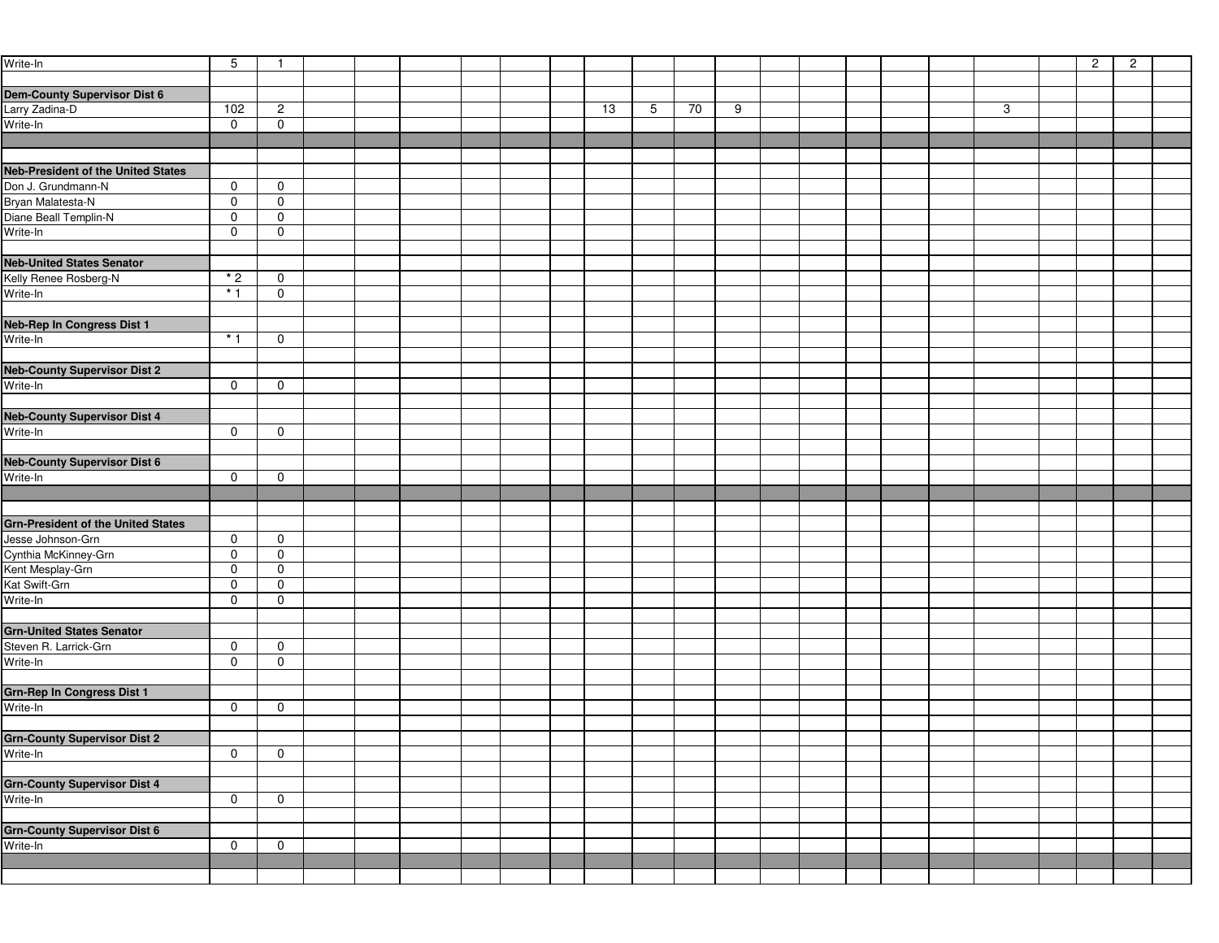| | | | | | | | | | | | | | | | | | | | | | | |
|---|---|---|---|---|---|---|---|---|---|---|---|---|---|---|---|---|---|---|---|---|---|---|
| Write-In | 5 | 1 | | | | | | | | | | | | | | | | | | 2 | 2 | |
| | | | | | | | | | | | | | | | | | | | | | | |
| **Dem-County Supervisor Dist 6** | | | | | | | | | | | | | | | | | | | | | | |
| Larry Zadina-D | 102 | 2 | | | | | | | 13 | 5 | 70 | 9 | | | | | | 3 | | | | |
| Write-In | 0 | 0 | | | | | | | | | | | | | | | | | | | | |
| | | | | | | | | | | | | | | | | | | | | | | |
| | | | | | | | | | | | | | | | | | | | | | | |
| **Neb-President of the United States** | | | | | | | | | | | | | | | | | | | | | | |
| Don J. Grundmann-N | 0 | 0 | | | | | | | | | | | | | | | | | | | | |
| Bryan Malatesta-N | 0 | 0 | | | | | | | | | | | | | | | | | | | | |
| Diane Beall Templin-N | 0 | 0 | | | | | | | | | | | | | | | | | | | | |
| Write-In | 0 | 0 | | | | | | | | | | | | | | | | | | | | |
| | | | | | | | | | | | | | | | | | | | | | | |
| **Neb-United States Senator** | | | | | | | | | | | | | | | | | | | | | | |
| Kelly Renee Rosberg-N | * 2 | 0 | | | | | | | | | | | | | | | | | | | | |
| Write-In | * 1 | 0 | | | | | | | | | | | | | | | | | | | | |
| | | | | | | | | | | | | | | | | | | | | | | |
| **Neb-Rep In Congress Dist 1** | | | | | | | | | | | | | | | | | | | | | | |
| Write-In | * 1 | 0 | | | | | | | | | | | | | | | | | | | | |
| | | | | | | | | | | | | | | | | | | | | | | |
| **Neb-County Supervisor Dist 2** | | | | | | | | | | | | | | | | | | | | | | |
| Write-In | 0 | 0 | | | | | | | | | | | | | | | | | | | | |
| | | | | | | | | | | | | | | | | | | | | | | |
| **Neb-County Supervisor Dist 4** | | | | | | | | | | | | | | | | | | | | | | |
| Write-In | 0 | 0 | | | | | | | | | | | | | | | | | | | | |
| | | | | | | | | | | | | | | | | | | | | | | |
| **Neb-County Supervisor Dist 6** | | | | | | | | | | | | | | | | | | | | | | |
| Write-In | 0 | 0 | | | | | | | | | | | | | | | | | | | | |
| | | | | | | | | | | | | | | | | | | | | | | |
| | | | | | | | | | | | | | | | | | | | | | | |
| **Grn-President of the United States** | | | | | | | | | | | | | | | | | | | | | | |
| Jesse Johnson-Grn | 0 | 0 | | | | | | | | | | | | | | | | | | | | |
| Cynthia McKinney-Grn | 0 | 0 | | | | | | | | | | | | | | | | | | | | |
| Kent Mesplay-Grn | 0 | 0 | | | | | | | | | | | | | | | | | | | | |
| Kat Swift-Grn | 0 | 0 | | | | | | | | | | | | | | | | | | | | |
| Write-In | 0 | 0 | | | | | | | | | | | | | | | | | | | | |
| | | | | | | | | | | | | | | | | | | | | | | |
| **Grn-United States Senator** | | | | | | | | | | | | | | | | | | | | | | |
| Steven R. Larrick-Grn | 0 | 0 | | | | | | | | | | | | | | | | | | | | |
| Write-In | 0 | 0 | | | | | | | | | | | | | | | | | | | | |
| | | | | | | | | | | | | | | | | | | | | | | |
| **Grn-Rep In Congress Dist 1** | | | | | | | | | | | | | | | | | | | | | | |
| Write-In | 0 | 0 | | | | | | | | | | | | | | | | | | | | |
| | | | | | | | | | | | | | | | | | | | | | | |
| **Grn-County Supervisor Dist 2** | | | | | | | | | | | | | | | | | | | | | | |
| Write-In | 0 | 0 | | | | | | | | | | | | | | | | | | | | |
| | | | | | | | | | | | | | | | | | | | | | | |
| **Grn-County Supervisor Dist 4** | | | | | | | | | | | | | | | | | | | | | | |
| Write-In | 0 | 0 | | | | | | | | | | | | | | | | | | | | |
| | | | | | | | | | | | | | | | | | | | | | | |
| **Grn-County Supervisor Dist 6** | | | | | | | | | | | | | | | | | | | | | | |
| Write-In | 0 | 0 | | | | | | | | | | | | | | | | | | | | |
| | | | | | | | | | | | | | | | | | | | | | | |
| | | | | | | | | | | | | | | | | | | | | | | |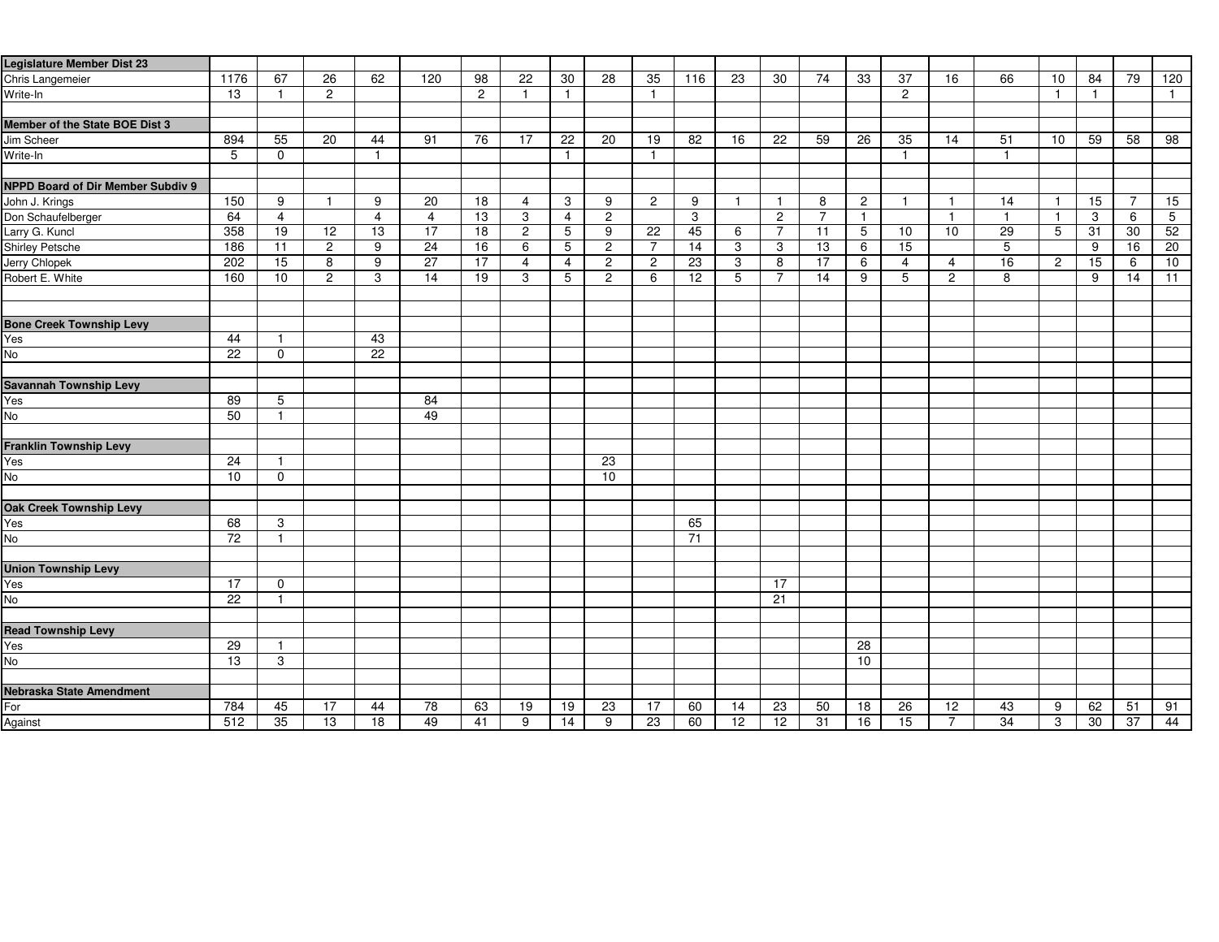| | | | | | | | | | | | | | | | | | | | | | | |
|---|---|---|---|---|---|---|---|---|---|---|---|---|---|---|---|---|---|---|---|---|---|---|
| **Legislature Member Dist 23** | | | | | | | | | | | | | | | | | | | | | | |
| Chris Langemeier | 1176 | 67 | 26 | 62 | 120 | 98 | 22 | 30 | 28 | 35 | 116 | 23 | 30 | 74 | 33 | 37 | 16 | 66 | 10 | 84 | 79 | 120 |
| Write-In | 13 | 1 | 2 | | | 2 | 1 | 1 | | 1 | | | | | | 2 | | | 1 | 1 | | 1 |
| | | | | | | | | | | | | | | | | | | | | | | |
| **Member of the State BOE Dist 3** | | | | | | | | | | | | | | | | | | | | | | |
| Jim Scheer | 894 | 55 | 20 | 44 | 91 | 76 | 17 | 22 | 20 | 19 | 82 | 16 | 22 | 59 | 26 | 35 | 14 | 51 | 10 | 59 | 58 | 98 |
| Write-In | 5 | 0 | | 1 | | | | 1 | | 1 | | | | | | 1 | | 1 | | | | |
| | | | | | | | | | | | | | | | | | | | | | | |
| **NPPD Board of Dir Member Subdiv 9** | | | | | | | | | | | | | | | | | | | | | | |
| John J. Krings | 150 | 9 | 1 | 9 | 20 | 18 | 4 | 3 | 9 | 2 | 9 | 1 | 1 | 8 | 2 | 1 | 1 | 14 | 1 | 15 | 7 | 15 |
| Don Schaufelberger | 64 | 4 | | 4 | 4 | 13 | 3 | 4 | 2 | | 3 | | 2 | 7 | 1 | | 1 | 1 | 1 | 3 | 6 | 5 |
| Larry G. Kuncl | 358 | 19 | 12 | 13 | 17 | 18 | 2 | 5 | 9 | 22 | 45 | 6 | 7 | 11 | 5 | 10 | 10 | 29 | 5 | 31 | 30 | 52 |
| Shirley Petsche | 186 | 11 | 2 | 9 | 24 | 16 | 6 | 5 | 2 | 7 | 14 | 3 | 3 | 13 | 6 | 15 | | 5 | | 9 | 16 | 20 |
| Jerry Chlopek | 202 | 15 | 8 | 9 | 27 | 17 | 4 | 4 | 2 | 2 | 23 | 3 | 8 | 17 | 6 | 4 | 4 | 16 | 2 | 15 | 6 | 10 |
| Robert E. White | 160 | 10 | 2 | 3 | 14 | 19 | 3 | 5 | 2 | 6 | 12 | 5 | 7 | 14 | 9 | 5 | 2 | 8 | | 9 | 14 | 11 |
| | | | | | | | | | | | | | | | | | | | | | | |
| **Bone Creek Township Levy** | | | | | | | | | | | | | | | | | | | | | | |
| Yes | 44 | 1 | | 43 | | | | | | | | | | | | | | | | | | |
| No | 22 | 0 | | 22 | | | | | | | | | | | | | | | | | | |
| | | | | | | | | | | | | | | | | | | | | | | |
| **Savannah Township Levy** | | | | | | | | | | | | | | | | | | | | | | |
| Yes | 89 | 5 | | | 84 | | | | | | | | | | | | | | | | | |
| No | 50 | 1 | | | 49 | | | | | | | | | | | | | | | | | |
| | | | | | | | | | | | | | | | | | | | | | | |
| **Franklin Township Levy** | | | | | | | | | | | | | | | | | | | | | | |
| Yes | 24 | 1 | | | | | | | 23 | | | | | | | | | | | | | |
| No | 10 | 0 | | | | | | | 10 | | | | | | | | | | | | | |
| | | | | | | | | | | | | | | | | | | | | | | |
| **Oak Creek Township Levy** | | | | | | | | | | | | | | | | | | | | | | |
| Yes | 68 | 3 | | | | | | | | | 65 | | | | | | | | | | | |
| No | 72 | 1 | | | | | | | | | 71 | | | | | | | | | | | |
| | | | | | | | | | | | | | | | | | | | | | | |
| **Union Township Levy** | | | | | | | | | | | | | | | | | | | | | | |
| Yes | 17 | 0 | | | | | | | | | | | 17 | | | | | | | | | |
| No | 22 | 1 | | | | | | | | | | | 21 | | | | | | | | | |
| | | | | | | | | | | | | | | | | | | | | | | |
| **Read Township Levy** | | | | | | | | | | | | | | | | | | | | | | |
| Yes | 29 | 1 | | | | | | | | | | | | | 28 | | | | | | | |
| No | 13 | 3 | | | | | | | | | | | | | 10 | | | | | | | |
| | | | | | | | | | | | | | | | | | | | | | | |
| **Nebraska State Amendment** | | | | | | | | | | | | | | | | | | | | | | |
| For | 784 | 45 | 17 | 44 | 78 | 63 | 19 | 19 | 23 | 17 | 60 | 14 | 23 | 50 | 18 | 26 | 12 | 43 | 9 | 62 | 51 | 91 |
| Against | 512 | 35 | 13 | 18 | 49 | 41 | 9 | 14 | 9 | 23 | 60 | 12 | 12 | 31 | 16 | 15 | 7 | 34 | 3 | 30 | 37 | 44 |